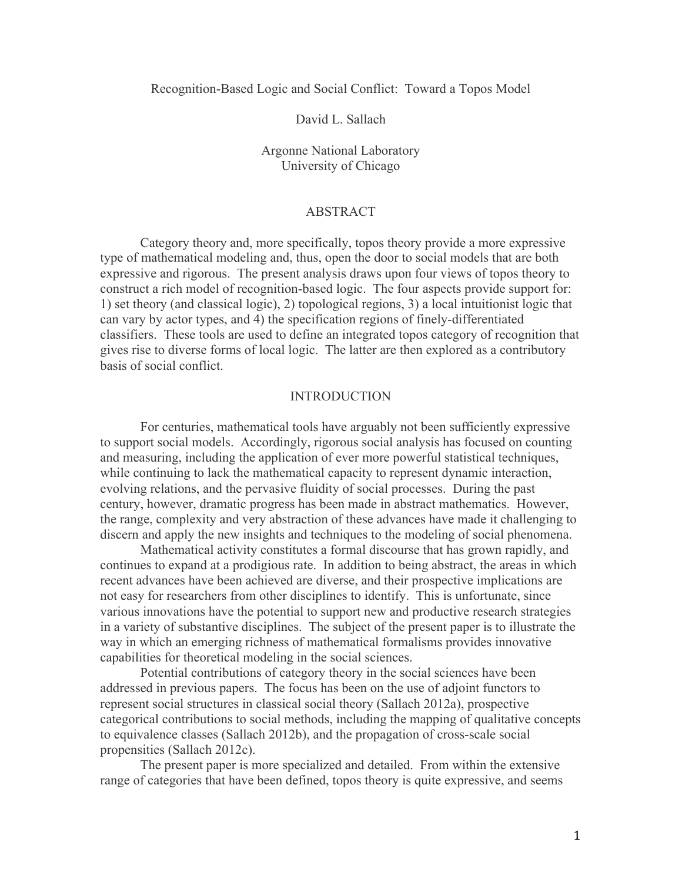# Recognition-Based Logic and Social Conflict: Toward a Topos Model

David L. Sallach

Argonne National Laboratory
University of Chicago

## ABSTRACT

Category theory and, more specifically, topos theory provide a more expressive type of mathematical modeling and, thus, open the door to social models that are both expressive and rigorous. The present analysis draws upon four views of topos theory to construct a rich model of recognition-based logic. The four aspects provide support for: 1) set theory (and classical logic), 2) topological regions, 3) a local intuitionist logic that can vary by actor types, and 4) the specification regions of finely-differentiated classifiers. These tools are used to define an integrated topos category of recognition that gives rise to diverse forms of local logic. The latter are then explored as a contributory basis of social conflict.

## INTRODUCTION

For centuries, mathematical tools have arguably not been sufficiently expressive to support social models. Accordingly, rigorous social analysis has focused on counting and measuring, including the application of ever more powerful statistical techniques, while continuing to lack the mathematical capacity to represent dynamic interaction, evolving relations, and the pervasive fluidity of social processes. During the past century, however, dramatic progress has been made in abstract mathematics. However, the range, complexity and very abstraction of these advances have made it challenging to discern and apply the new insights and techniques to the modeling of social phenomena.

Mathematical activity constitutes a formal discourse that has grown rapidly, and continues to expand at a prodigious rate. In addition to being abstract, the areas in which recent advances have been achieved are diverse, and their prospective implications are not easy for researchers from other disciplines to identify. This is unfortunate, since various innovations have the potential to support new and productive research strategies in a variety of substantive disciplines. The subject of the present paper is to illustrate the way in which an emerging richness of mathematical formalisms provides innovative capabilities for theoretical modeling in the social sciences.

Potential contributions of category theory in the social sciences have been addressed in previous papers. The focus has been on the use of adjoint functors to represent social structures in classical social theory (Sallach 2012a), prospective categorical contributions to social methods, including the mapping of qualitative concepts to equivalence classes (Sallach 2012b), and the propagation of cross-scale social propensities (Sallach 2012c).

The present paper is more specialized and detailed. From within the extensive range of categories that have been defined, topos theory is quite expressive, and seems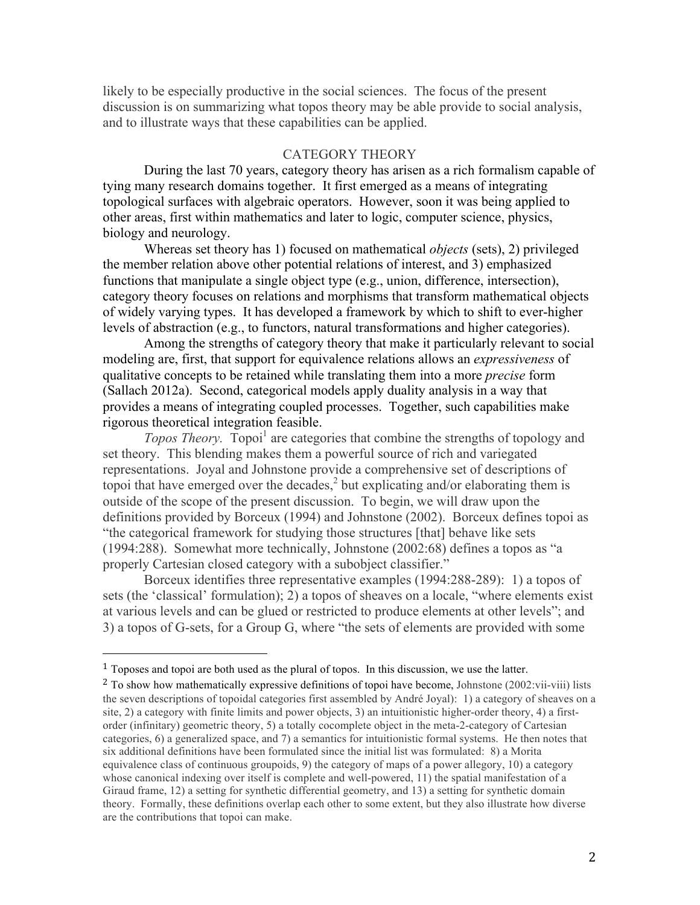likely to be especially productive in the social sciences. The focus of the present discussion is on summarizing what topos theory may be able provide to social analysis, and to illustrate ways that these capabilities can be applied.

## CATEGORY THEORY

During the last 70 years, category theory has arisen as a rich formalism capable of tying many research domains together. It first emerged as a means of integrating topological surfaces with algebraic operators. However, soon it was being applied to other areas, first within mathematics and later to logic, computer science, physics, biology and neurology.

Whereas set theory has 1) focused on mathematical *objects* (sets), 2) privileged the member relation above other potential relations of interest, and 3) emphasized functions that manipulate a single object type (e.g., union, difference, intersection), category theory focuses on relations and morphisms that transform mathematical objects of widely varying types. It has developed a framework by which to shift to ever-higher levels of abstraction (e.g., to functors, natural transformations and higher categories).

Among the strengths of category theory that make it particularly relevant to social modeling are, first, that support for equivalence relations allows an *expressiveness* of qualitative concepts to be retained while translating them into a more *precise* form (Sallach 2012a). Second, categorical models apply duality analysis in a way that provides a means of integrating coupled processes. Together, such capabilities make rigorous theoretical integration feasible.

*Topos Theory.* Topoi[1] are categories that combine the strengths of topology and set theory. This blending makes them a powerful source of rich and variegated representations. Joyal and Johnstone provide a comprehensive set of descriptions of topoi that have emerged over the decades,[2] but explicating and/or elaborating them is outside of the scope of the present discussion. To begin, we will draw upon the definitions provided by Borceux (1994) and Johnstone (2002). Borceux defines topoi as "the categorical framework for studying those structures [that] behave like sets (1994:288). Somewhat more technically, Johnstone (2002:68) defines a topos as "a properly Cartesian closed category with a subobject classifier."

Borceux identifies three representative examples (1994:288-289): 1) a topos of sets (the 'classical' formulation); 2) a topos of sheaves on a locale, "where elements exist at various levels and can be glued or restricted to produce elements at other levels"; and 3) a topos of G-sets, for a Group G, where "the sets of elements are provided with some

---

[1] Toposes and topoi are both used as the plural of topos. In this discussion, we use the latter.

[2] To show how mathematically expressive definitions of topoi have become, Johnstone (2002:vii-viii) lists the seven descriptions of topoidal categories first assembled by André Joyal): 1) a category of sheaves on a site, 2) a category with finite limits and power objects, 3) an intuitionistic higher-order theory, 4) a first-order (infinitary) geometric theory, 5) a totally cocomplete object in the meta-2-category of Cartesian categories, 6) a generalized space, and 7) a semantics for intuitionistic formal systems. He then notes that six additional definitions have been formulated since the initial list was formulated: 8) a Morita equivalence class of continuous groupoids, 9) the category of maps of a power allegory, 10) a category whose canonical indexing over itself is complete and well-powered, 11) the spatial manifestation of a Giraud frame, 12) a setting for synthetic differential geometry, and 13) a setting for synthetic domain theory. Formally, these definitions overlap each other to some extent, but they also illustrate how diverse are the contributions that topoi can make.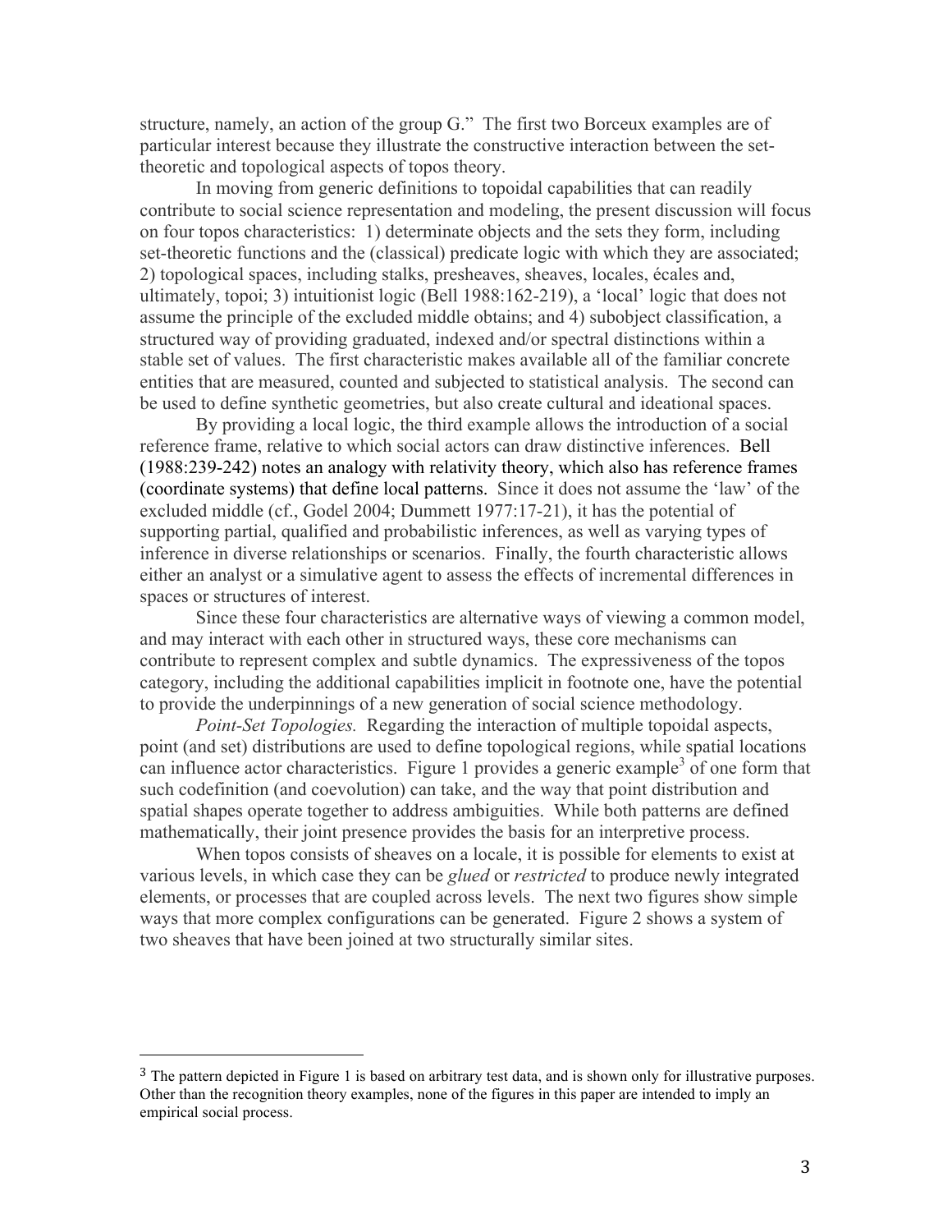structure, namely, an action of the group G." The first two Borceux examples are of particular interest because they illustrate the constructive interaction between the set-theoretic and topological aspects of topos theory.

In moving from generic definitions to topoidal capabilities that can readily contribute to social science representation and modeling, the present discussion will focus on four topos characteristics: 1) determinate objects and the sets they form, including set-theoretic functions and the (classical) predicate logic with which they are associated; 2) topological spaces, including stalks, presheaves, sheaves, locales, écales and, ultimately, topoi; 3) intuitionist logic (Bell 1988:162-219), a 'local' logic that does not assume the principle of the excluded middle obtains; and 4) subobject classification, a structured way of providing graduated, indexed and/or spectral distinctions within a stable set of values. The first characteristic makes available all of the familiar concrete entities that are measured, counted and subjected to statistical analysis. The second can be used to define synthetic geometries, but also create cultural and ideational spaces.

By providing a local logic, the third example allows the introduction of a social reference frame, relative to which social actors can draw distinctive inferences. Bell (1988:239-242) notes an analogy with relativity theory, which also has reference frames (coordinate systems) that define local patterns. Since it does not assume the 'law' of the excluded middle (cf., Godel 2004; Dummett 1977:17-21), it has the potential of supporting partial, qualified and probabilistic inferences, as well as varying types of inference in diverse relationships or scenarios. Finally, the fourth characteristic allows either an analyst or a simulative agent to assess the effects of incremental differences in spaces or structures of interest.

Since these four characteristics are alternative ways of viewing a common model, and may interact with each other in structured ways, these core mechanisms can contribute to represent complex and subtle dynamics. The expressiveness of the topos category, including the additional capabilities implicit in footnote one, have the potential to provide the underpinnings of a new generation of social science methodology.

*Point-Set Topologies.* Regarding the interaction of multiple topoidal aspects, point (and set) distributions are used to define topological regions, while spatial locations can influence actor characteristics. Figure 1 provides a generic example[3] of one form that such codefinition (and coevolution) can take, and the way that point distribution and spatial shapes operate together to address ambiguities. While both patterns are defined mathematically, their joint presence provides the basis for an interpretive process.

When topos consists of sheaves on a locale, it is possible for elements to exist at various levels, in which case they can be *glued* or *restricted* to produce newly integrated elements, or processes that are coupled across levels. The next two figures show simple ways that more complex configurations can be generated. Figure 2 shows a system of two sheaves that have been joined at two structurally similar sites.

---

[3] The pattern depicted in Figure 1 is based on arbitrary test data, and is shown only for illustrative purposes. Other than the recognition theory examples, none of the figures in this paper are intended to imply an empirical social process.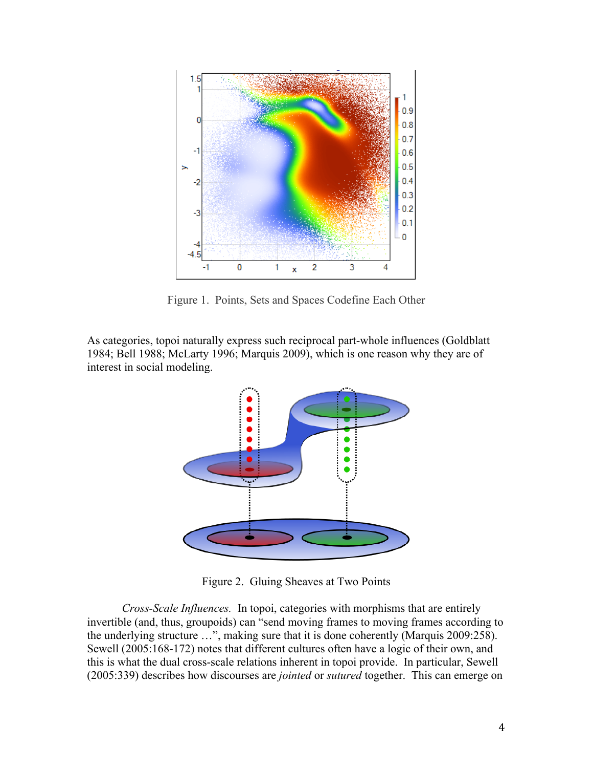Figure 1. Points, Sets and Spaces Codefine Each Other

As categories, topoi naturally express such reciprocal part-whole influences (Goldblatt 1984; Bell 1988; McLarty 1996; Marquis 2009), which is one reason why they are of interest in social modeling.

Figure 2. Gluing Sheaves at Two Points

*Cross-Scale Influences.* In topoi, categories with morphisms that are entirely invertible (and, thus, groupoids) can "send moving frames to moving frames according to the underlying structure …", making sure that it is done coherently (Marquis 2009:258). Sewell (2005:168-172) notes that different cultures often have a logic of their own, and this is what the dual cross-scale relations inherent in topoi provide. In particular, Sewell (2005:339) describes how discourses are *jointed* or *sutured* together. This can emerge on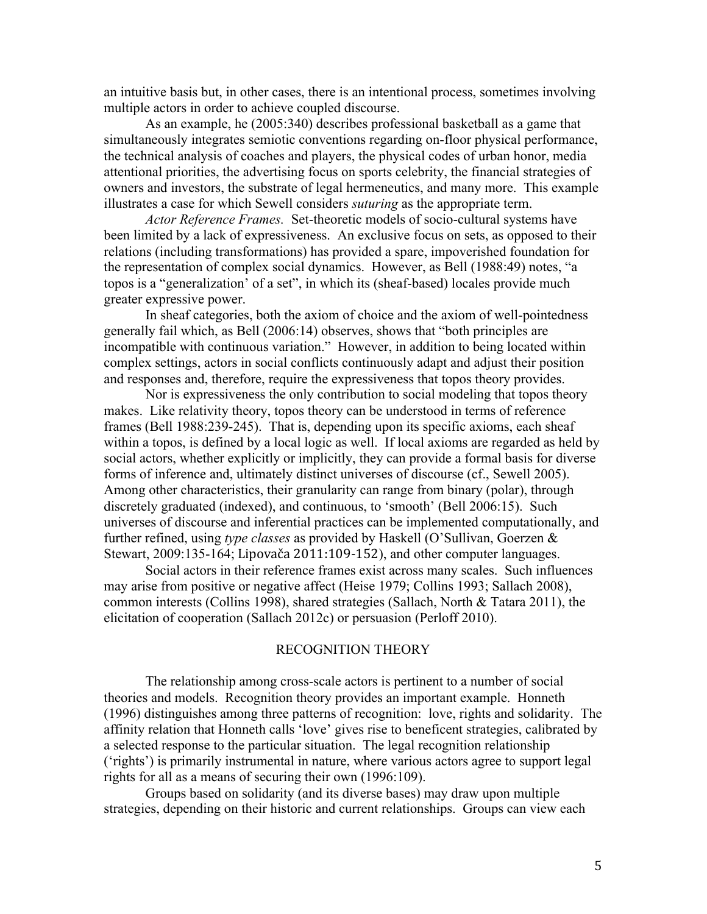an intuitive basis but, in other cases, there is an intentional process, sometimes involving multiple actors in order to achieve coupled discourse.

As an example, he (2005:340) describes professional basketball as a game that simultaneously integrates semiotic conventions regarding on-floor physical performance, the technical analysis of coaches and players, the physical codes of urban honor, media attentional priorities, the advertising focus on sports celebrity, the financial strategies of owners and investors, the substrate of legal hermeneutics, and many more. This example illustrates a case for which Sewell considers *suturing* as the appropriate term.

*Actor Reference Frames.* Set-theoretic models of socio-cultural systems have been limited by a lack of expressiveness. An exclusive focus on sets, as opposed to their relations (including transformations) has provided a spare, impoverished foundation for the representation of complex social dynamics. However, as Bell (1988:49) notes, "a topos is a "generalization' of a set", in which its (sheaf-based) locales provide much greater expressive power.

In sheaf categories, both the axiom of choice and the axiom of well-pointedness generally fail which, as Bell (2006:14) observes, shows that "both principles are incompatible with continuous variation." However, in addition to being located within complex settings, actors in social conflicts continuously adapt and adjust their position and responses and, therefore, require the expressiveness that topos theory provides.

Nor is expressiveness the only contribution to social modeling that topos theory makes. Like relativity theory, topos theory can be understood in terms of reference frames (Bell 1988:239-245). That is, depending upon its specific axioms, each sheaf within a topos, is defined by a local logic as well. If local axioms are regarded as held by social actors, whether explicitly or implicitly, they can provide a formal basis for diverse forms of inference and, ultimately distinct universes of discourse (cf., Sewell 2005). Among other characteristics, their granularity can range from binary (polar), through discretely graduated (indexed), and continuous, to 'smooth' (Bell 2006:15). Such universes of discourse and inferential practices can be implemented computationally, and further refined, using *type classes* as provided by Haskell (O'Sullivan, Goerzen & Stewart, 2009:135-164; Lipovača 2011:109-152), and other computer languages.

Social actors in their reference frames exist across many scales. Such influences may arise from positive or negative affect (Heise 1979; Collins 1993; Sallach 2008), common interests (Collins 1998), shared strategies (Sallach, North & Tatara 2011), the elicitation of cooperation (Sallach 2012c) or persuasion (Perloff 2010).

## RECOGNITION THEORY

The relationship among cross-scale actors is pertinent to a number of social theories and models. Recognition theory provides an important example. Honneth (1996) distinguishes among three patterns of recognition: love, rights and solidarity. The affinity relation that Honneth calls 'love' gives rise to beneficent strategies, calibrated by a selected response to the particular situation. The legal recognition relationship ('rights') is primarily instrumental in nature, where various actors agree to support legal rights for all as a means of securing their own (1996:109).

Groups based on solidarity (and its diverse bases) may draw upon multiple strategies, depending on their historic and current relationships. Groups can view each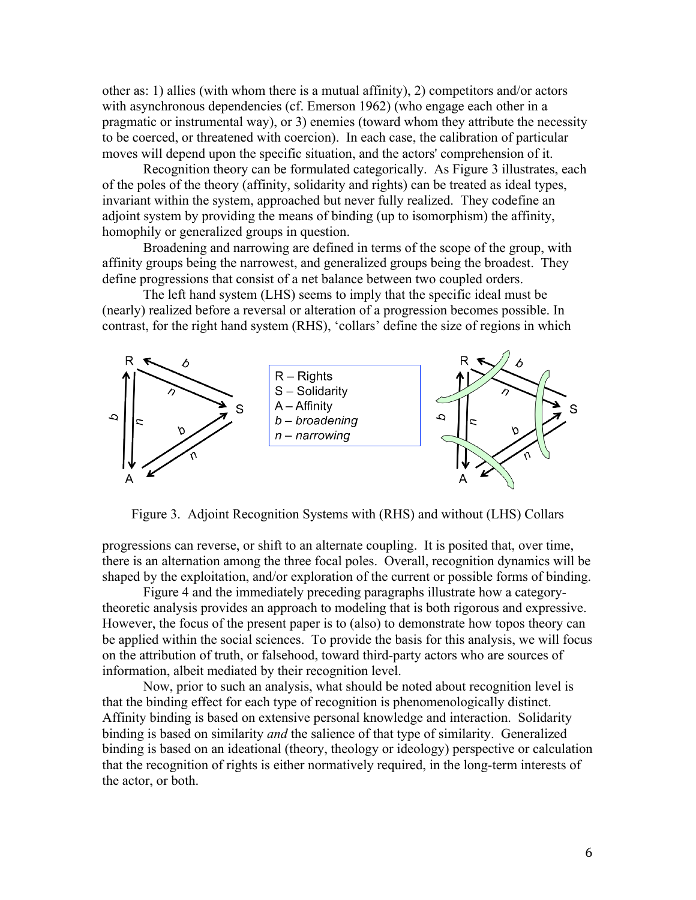other as: 1) allies (with whom there is a mutual affinity), 2) competitors and/or actors with asynchronous dependencies (cf. Emerson 1962) (who engage each other in a pragmatic or instrumental way), or 3) enemies (toward whom they attribute the necessity to be coerced, or threatened with coercion). In each case, the calibration of particular moves will depend upon the specific situation, and the actors' comprehension of it.

Recognition theory can be formulated categorically. As Figure 3 illustrates, each of the poles of the theory (affinity, solidarity and rights) can be treated as ideal types, invariant within the system, approached but never fully realized. They codefine an adjoint system by providing the means of binding (up to isomorphism) the affinity, homophily or generalized groups in question.

Broadening and narrowing are defined in terms of the scope of the group, with affinity groups being the narrowest, and generalized groups being the broadest. They define progressions that consist of a net balance between two coupled orders.

The left hand system (LHS) seems to imply that the specific ideal must be (nearly) realized before a reversal or alteration of a progression becomes possible. In contrast, for the right hand system (RHS), 'collars' define the size of regions in which

R – Rights
S – Solidarity
A – Affinity
*b – broadening*
*n – narrowing*

Figure 3. Adjoint Recognition Systems with (RHS) and without (LHS) Collars

progressions can reverse, or shift to an alternate coupling. It is posited that, over time, there is an alternation among the three focal poles. Overall, recognition dynamics will be shaped by the exploitation, and/or exploration of the current or possible forms of binding.

Figure 4 and the immediately preceding paragraphs illustrate how a category-theoretic analysis provides an approach to modeling that is both rigorous and expressive. However, the focus of the present paper is to (also) to demonstrate how topos theory can be applied within the social sciences. To provide the basis for this analysis, we will focus on the attribution of truth, or falsehood, toward third-party actors who are sources of information, albeit mediated by their recognition level.

Now, prior to such an analysis, what should be noted about recognition level is that the binding effect for each type of recognition is phenomenologically distinct. Affinity binding is based on extensive personal knowledge and interaction. Solidarity binding is based on similarity *and* the salience of that type of similarity. Generalized binding is based on an ideational (theory, theology or ideology) perspective or calculation that the recognition of rights is either normatively required, in the long-term interests of the actor, or both.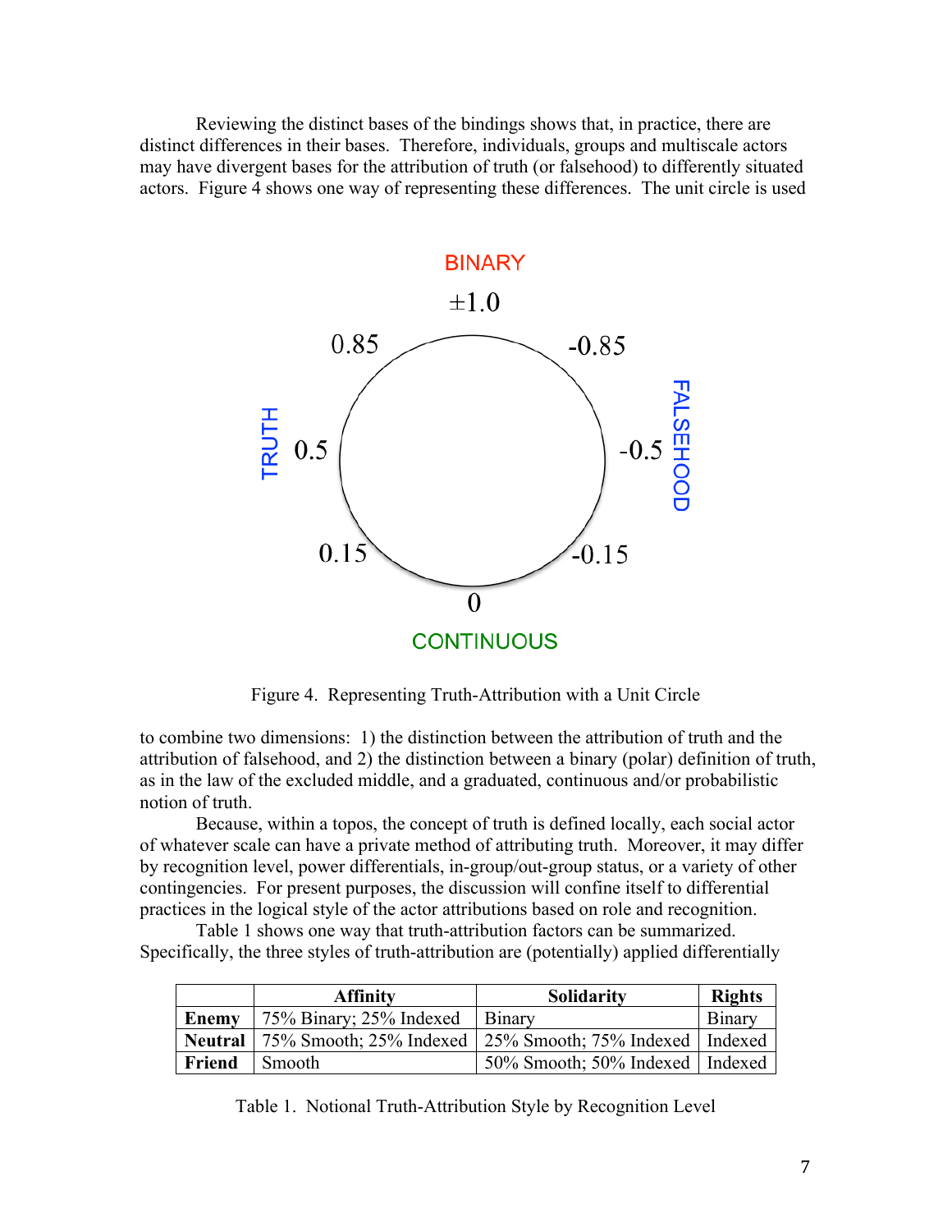Reviewing the distinct bases of the bindings shows that, in practice, there are distinct differences in their bases. Therefore, individuals, groups and multiscale actors may have divergent bases for the attribution of truth (or falsehood) to differently situated actors. Figure 4 shows one way of representing these differences. The unit circle is used

Figure 4. Representing Truth-Attribution with a Unit Circle

to combine two dimensions: 1) the distinction between the attribution of truth and the attribution of falsehood, and 2) the distinction between a binary (polar) definition of truth, as in the law of the excluded middle, and a graduated, continuous and/or probabilistic notion of truth.

Because, within a topos, the concept of truth is defined locally, each social actor of whatever scale can have a private method of attributing truth. Moreover, it may differ by recognition level, power differentials, in-group/out-group status, or a variety of other contingencies. For present purposes, the discussion will confine itself to differential practices in the logical style of the actor attributions based on role and recognition.

Table 1 shows one way that truth-attribution factors can be summarized. Specifically, the three styles of truth-attribution are (potentially) applied differentially

| | Affinity | Solidarity | Rights |
|---|---|---|---|
| **Enemy** | 75% Binary; 25% Indexed | Binary | Binary |
| **Neutral** | 75% Smooth; 25% Indexed | 25% Smooth; 75% Indexed | Indexed |
| **Friend** | Smooth | 50% Smooth; 50% Indexed | Indexed |

Table 1. Notional Truth-Attribution Style by Recognition Level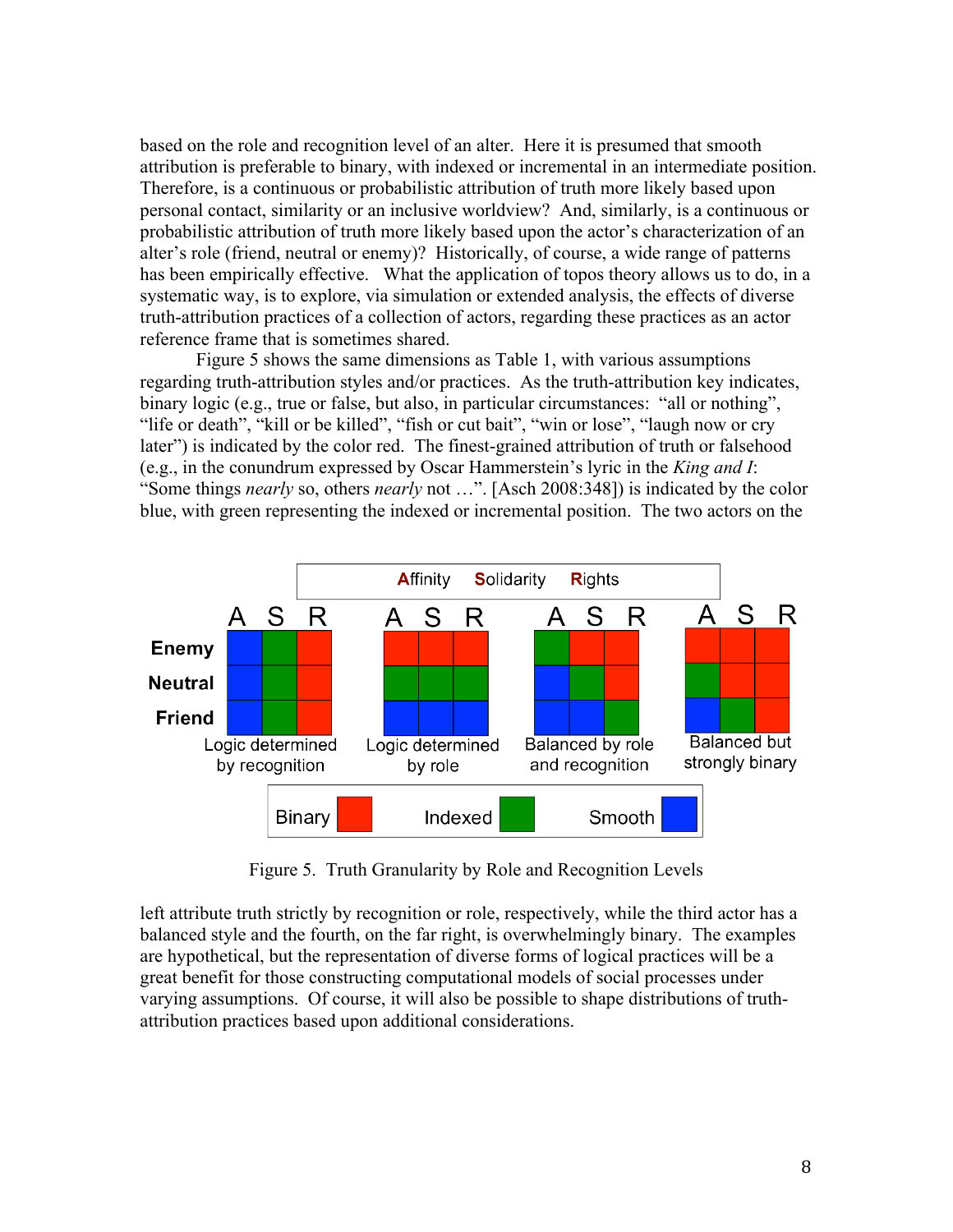based on the role and recognition level of an alter. Here it is presumed that smooth attribution is preferable to binary, with indexed or incremental in an intermediate position. Therefore, is a continuous or probabilistic attribution of truth more likely based upon personal contact, similarity or an inclusive worldview? And, similarly, is a continuous or probabilistic attribution of truth more likely based upon the actor's characterization of an alter's role (friend, neutral or enemy)? Historically, of course, a wide range of patterns has been empirically effective. What the application of topos theory allows us to do, in a systematic way, is to explore, via simulation or extended analysis, the effects of diverse truth-attribution practices of a collection of actors, regarding these practices as an actor reference frame that is sometimes shared.

Figure 5 shows the same dimensions as Table 1, with various assumptions regarding truth-attribution styles and/or practices. As the truth-attribution key indicates, binary logic (e.g., true or false, but also, in particular circumstances: "all or nothing", "life or death", "kill or be killed", "fish or cut bait", "win or lose", "laugh now or cry later") is indicated by the color red. The finest-grained attribution of truth or falsehood (e.g., in the conundrum expressed by Oscar Hammerstein's lyric in the *King and I*: "Some things *nearly* so, others *nearly* not …". [Asch 2008:348]) is indicated by the color blue, with green representing the indexed or incremental position. The two actors on the

Affinity Solidarity Rights

| | A | S | R | | A | S | R | | A | S | R | | A | S | R |
|---|---|---|---|---|---|---|---|---|---|---|---|---|---|---|---|
| Enemy | Smooth | Indexed | Binary | | Binary | Binary | Binary | | Indexed | Binary | Binary | | Binary | Binary | Binary |
| Neutral | Smooth | Indexed | Binary | | Indexed | Indexed | Indexed | | Smooth | Indexed | Binary | | Indexed | Binary | Binary |
| Friend | Smooth | Indexed | Binary | | Smooth | Smooth | Smooth | | Smooth | Smooth | Indexed | | Smooth | Indexed | Binary |
| | Logic determined by recognition | | | | Logic determined by role | | | | Balanced by role and recognition | | | | Balanced but strongly binary | | |

Binary (red) Indexed (green) Smooth (blue)

Figure 5. Truth Granularity by Role and Recognition Levels

left attribute truth strictly by recognition or role, respectively, while the third actor has a balanced style and the fourth, on the far right, is overwhelmingly binary. The examples are hypothetical, but the representation of diverse forms of logical practices will be a great benefit for those constructing computational models of social processes under varying assumptions. Of course, it will also be possible to shape distributions of truth-attribution practices based upon additional considerations.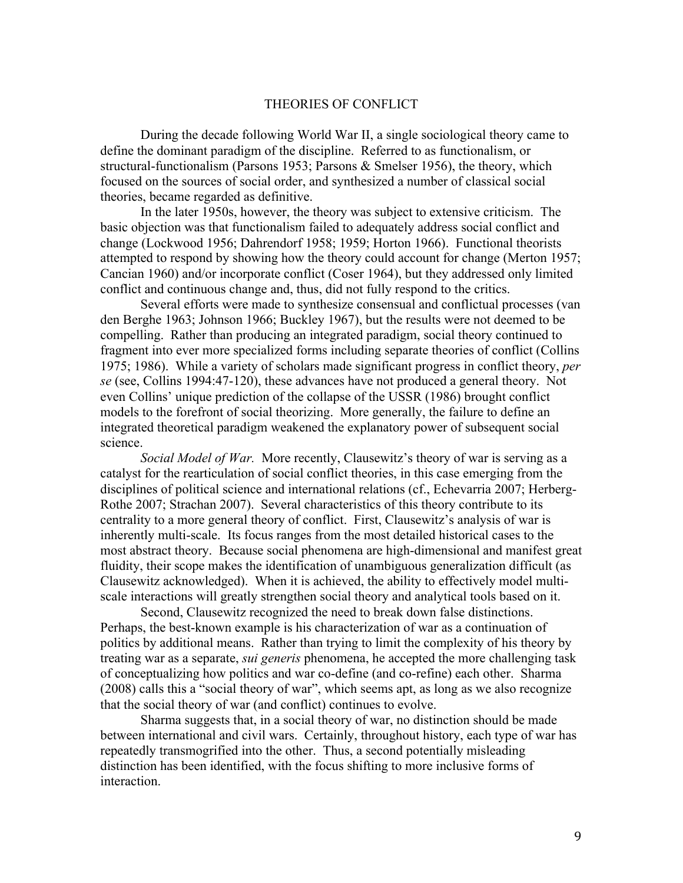# THEORIES OF CONFLICT

During the decade following World War II, a single sociological theory came to define the dominant paradigm of the discipline. Referred to as functionalism, or structural-functionalism (Parsons 1953; Parsons & Smelser 1956), the theory, which focused on the sources of social order, and synthesized a number of classical social theories, became regarded as definitive.

In the later 1950s, however, the theory was subject to extensive criticism. The basic objection was that functionalism failed to adequately address social conflict and change (Lockwood 1956; Dahrendorf 1958; 1959; Horton 1966). Functional theorists attempted to respond by showing how the theory could account for change (Merton 1957; Cancian 1960) and/or incorporate conflict (Coser 1964), but they addressed only limited conflict and continuous change and, thus, did not fully respond to the critics.

Several efforts were made to synthesize consensual and conflictual processes (van den Berghe 1963; Johnson 1966; Buckley 1967), but the results were not deemed to be compelling. Rather than producing an integrated paradigm, social theory continued to fragment into ever more specialized forms including separate theories of conflict (Collins 1975; 1986). While a variety of scholars made significant progress in conflict theory, *per se* (see, Collins 1994:47-120), these advances have not produced a general theory. Not even Collins' unique prediction of the collapse of the USSR (1986) brought conflict models to the forefront of social theorizing. More generally, the failure to define an integrated theoretical paradigm weakened the explanatory power of subsequent social science.

*Social Model of War.* More recently, Clausewitz's theory of war is serving as a catalyst for the rearticulation of social conflict theories, in this case emerging from the disciplines of political science and international relations (cf., Echevarria 2007; Herberg-Rothe 2007; Strachan 2007). Several characteristics of this theory contribute to its centrality to a more general theory of conflict. First, Clausewitz's analysis of war is inherently multi-scale. Its focus ranges from the most detailed historical cases to the most abstract theory. Because social phenomena are high-dimensional and manifest great fluidity, their scope makes the identification of unambiguous generalization difficult (as Clausewitz acknowledged). When it is achieved, the ability to effectively model multi-scale interactions will greatly strengthen social theory and analytical tools based on it.

Second, Clausewitz recognized the need to break down false distinctions. Perhaps, the best-known example is his characterization of war as a continuation of politics by additional means. Rather than trying to limit the complexity of his theory by treating war as a separate, *sui generis* phenomena, he accepted the more challenging task of conceptualizing how politics and war co-define (and co-refine) each other. Sharma (2008) calls this a "social theory of war", which seems apt, as long as we also recognize that the social theory of war (and conflict) continues to evolve.

Sharma suggests that, in a social theory of war, no distinction should be made between international and civil wars. Certainly, throughout history, each type of war has repeatedly transmogrified into the other. Thus, a second potentially misleading distinction has been identified, with the focus shifting to more inclusive forms of interaction.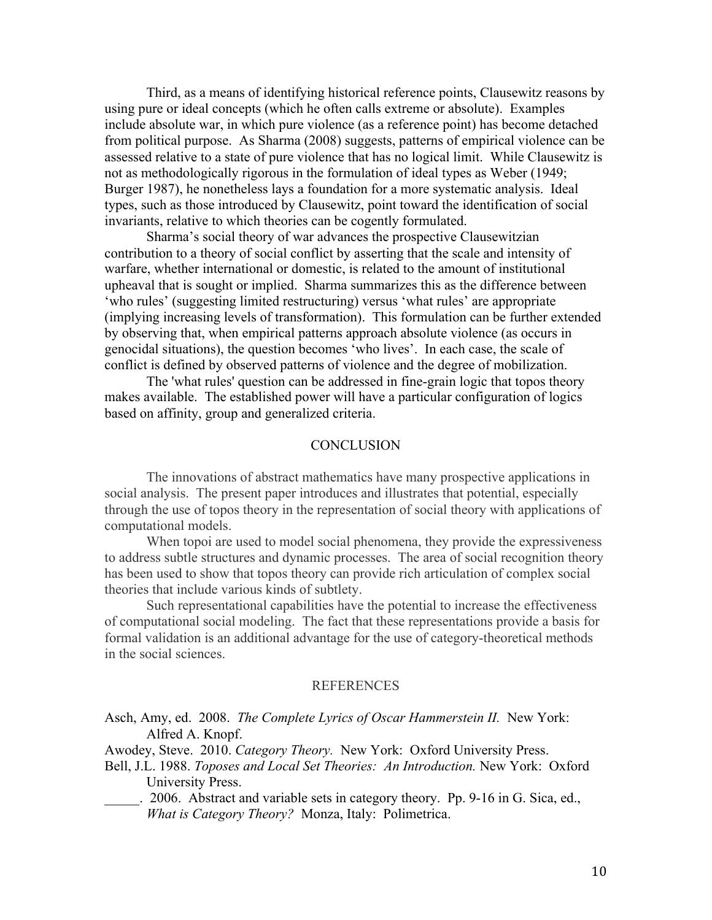Third, as a means of identifying historical reference points, Clausewitz reasons by using pure or ideal concepts (which he often calls extreme or absolute). Examples include absolute war, in which pure violence (as a reference point) has become detached from political purpose. As Sharma (2008) suggests, patterns of empirical violence can be assessed relative to a state of pure violence that has no logical limit. While Clausewitz is not as methodologically rigorous in the formulation of ideal types as Weber (1949; Burger 1987), he nonetheless lays a foundation for a more systematic analysis. Ideal types, such as those introduced by Clausewitz, point toward the identification of social invariants, relative to which theories can be cogently formulated.

Sharma's social theory of war advances the prospective Clausewitzian contribution to a theory of social conflict by asserting that the scale and intensity of warfare, whether international or domestic, is related to the amount of institutional upheaval that is sought or implied. Sharma summarizes this as the difference between 'who rules' (suggesting limited restructuring) versus 'what rules' are appropriate (implying increasing levels of transformation). This formulation can be further extended by observing that, when empirical patterns approach absolute violence (as occurs in genocidal situations), the question becomes 'who lives'. In each case, the scale of conflict is defined by observed patterns of violence and the degree of mobilization.

The 'what rules' question can be addressed in fine-grain logic that topos theory makes available. The established power will have a particular configuration of logics based on affinity, group and generalized criteria.

## CONCLUSION

The innovations of abstract mathematics have many prospective applications in social analysis. The present paper introduces and illustrates that potential, especially through the use of topos theory in the representation of social theory with applications of computational models.

When topoi are used to model social phenomena, they provide the expressiveness to address subtle structures and dynamic processes. The area of social recognition theory has been used to show that topos theory can provide rich articulation of complex social theories that include various kinds of subtlety.

Such representational capabilities have the potential to increase the effectiveness of computational social modeling. The fact that these representations provide a basis for formal validation is an additional advantage for the use of category-theoretical methods in the social sciences.

## REFERENCES

Asch, Amy, ed. 2008. *The Complete Lyrics of Oscar Hammerstein II.* New York: Alfred A. Knopf.

Awodey, Steve. 2010. *Category Theory.* New York: Oxford University Press.

Bell, J.L. 1988. *Toposes and Local Set Theories: An Introduction.* New York: Oxford University Press.

_____. 2006. Abstract and variable sets in category theory. Pp. 9-16 in G. Sica, ed., *What is Category Theory?* Monza, Italy: Polimetrica.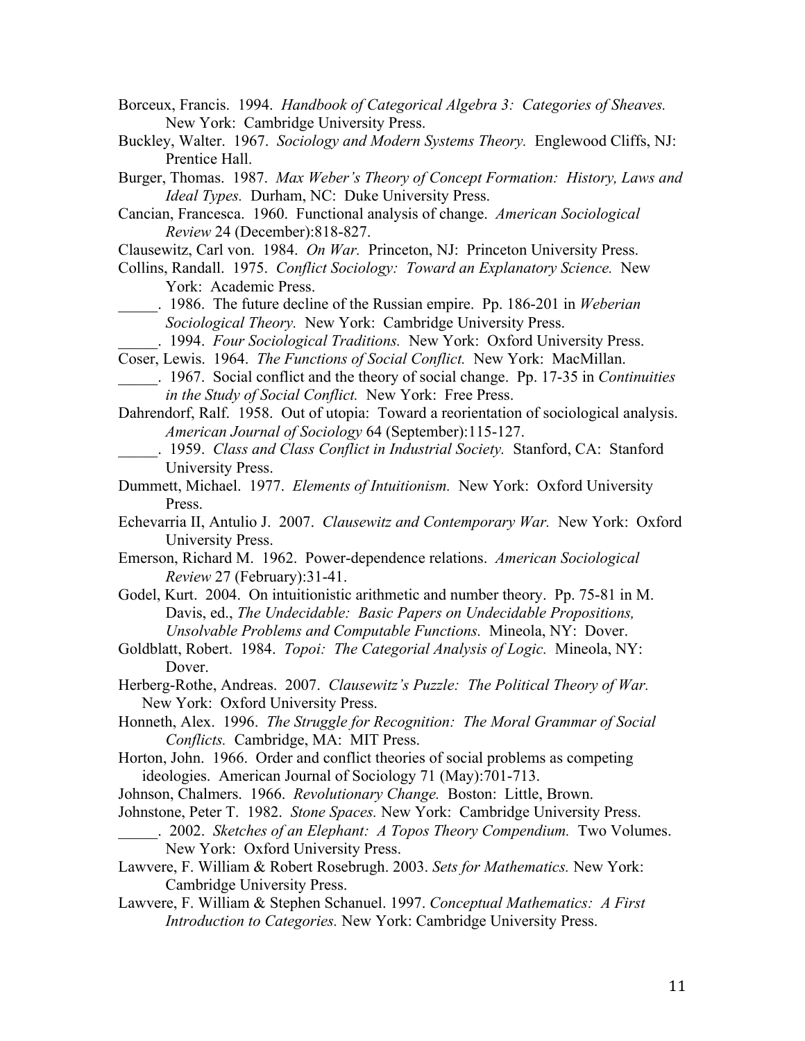Borceux, Francis. 1994. *Handbook of Categorical Algebra 3: Categories of Sheaves.* New York: Cambridge University Press.

Buckley, Walter. 1967. *Sociology and Modern Systems Theory.* Englewood Cliffs, NJ: Prentice Hall.

Burger, Thomas. 1987. *Max Weber's Theory of Concept Formation: History, Laws and Ideal Types.* Durham, NC: Duke University Press.

Cancian, Francesca. 1960. Functional analysis of change. *American Sociological Review* 24 (December):818-827.

Clausewitz, Carl von. 1984. *On War.* Princeton, NJ: Princeton University Press.

Collins, Randall. 1975. *Conflict Sociology: Toward an Explanatory Science.* New York: Academic Press.

_____. 1986. The future decline of the Russian empire. Pp. 186-201 in *Weberian Sociological Theory.* New York: Cambridge University Press.

_____. 1994. *Four Sociological Traditions.* New York: Oxford University Press.

Coser, Lewis. 1964. *The Functions of Social Conflict.* New York: MacMillan.

_____. 1967. Social conflict and the theory of social change. Pp. 17-35 in *Continuities in the Study of Social Conflict.* New York: Free Press.

Dahrendorf, Ralf. 1958. Out of utopia: Toward a reorientation of sociological analysis. *American Journal of Sociology* 64 (September):115-127.

_____. 1959. *Class and Class Conflict in Industrial Society.* Stanford, CA: Stanford University Press.

Dummett, Michael. 1977. *Elements of Intuitionism.* New York: Oxford University Press.

Echevarria II, Antulio J. 2007. *Clausewitz and Contemporary War.* New York: Oxford University Press.

Emerson, Richard M. 1962. Power-dependence relations. *American Sociological Review* 27 (February):31-41.

Godel, Kurt. 2004. On intuitionistic arithmetic and number theory. Pp. 75-81 in M. Davis, ed., *The Undecidable: Basic Papers on Undecidable Propositions, Unsolvable Problems and Computable Functions.* Mineola, NY: Dover.

Goldblatt, Robert. 1984. *Topoi: The Categorial Analysis of Logic.* Mineola, NY: Dover.

Herberg-Rothe, Andreas. 2007. *Clausewitz's Puzzle: The Political Theory of War.* New York: Oxford University Press.

Honneth, Alex. 1996. *The Struggle for Recognition: The Moral Grammar of Social Conflicts.* Cambridge, MA: MIT Press.

Horton, John. 1966. Order and conflict theories of social problems as competing ideologies. American Journal of Sociology 71 (May):701-713.

Johnson, Chalmers. 1966. *Revolutionary Change.* Boston: Little, Brown.

Johnstone, Peter T. 1982. *Stone Spaces.* New York: Cambridge University Press.

_____. 2002. *Sketches of an Elephant: A Topos Theory Compendium.* Two Volumes. New York: Oxford University Press.

Lawvere, F. William & Robert Rosebrugh. 2003. *Sets for Mathematics.* New York: Cambridge University Press.

Lawvere, F. William & Stephen Schanuel. 1997. *Conceptual Mathematics: A First Introduction to Categories.* New York: Cambridge University Press.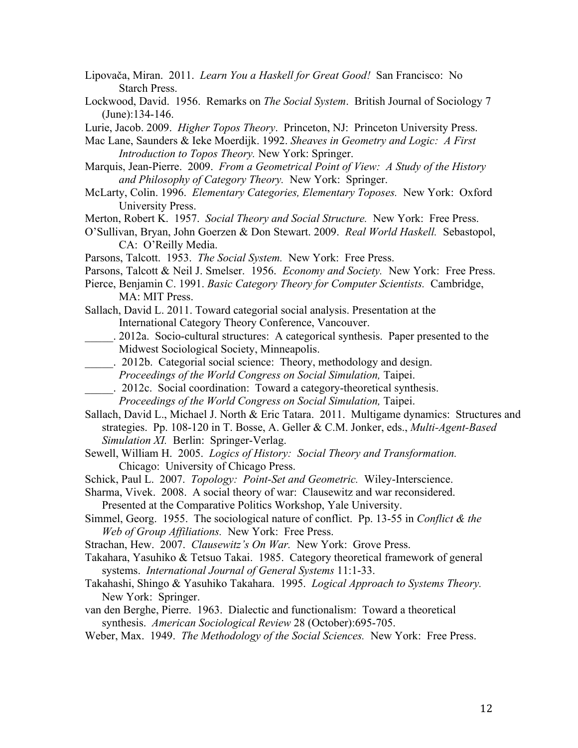Lipovača, Miran. 2011. *Learn You a Haskell for Great Good!* San Francisco: No Starch Press.

Lockwood, David. 1956. Remarks on *The Social System*. British Journal of Sociology 7 (June):134-146.

Lurie, Jacob. 2009. *Higher Topos Theory*. Princeton, NJ: Princeton University Press.

Mac Lane, Saunders & Ieke Moerdijk. 1992. *Sheaves in Geometry and Logic: A First Introduction to Topos Theory.* New York: Springer.

Marquis, Jean-Pierre. 2009. *From a Geometrical Point of View: A Study of the History and Philosophy of Category Theory.* New York: Springer.

McLarty, Colin. 1996. *Elementary Categories, Elementary Toposes.* New York: Oxford University Press.

Merton, Robert K. 1957. *Social Theory and Social Structure.* New York: Free Press.

O'Sullivan, Bryan, John Goerzen & Don Stewart. 2009. *Real World Haskell.* Sebastopol, CA: O'Reilly Media.

Parsons, Talcott. 1953. *The Social System.* New York: Free Press.

Parsons, Talcott & Neil J. Smelser. 1956. *Economy and Society.* New York: Free Press.

Pierce, Benjamin C. 1991. *Basic Category Theory for Computer Scientists.* Cambridge, MA: MIT Press.

Sallach, David L. 2011. Toward categorial social analysis. Presentation at the International Category Theory Conference, Vancouver.

_____. 2012a. Socio-cultural structures: A categorical synthesis. Paper presented to the Midwest Sociological Society, Minneapolis.

_____. 2012b. Categorial social science: Theory, methodology and design. *Proceedings of the World Congress on Social Simulation,* Taipei.

_____. 2012c. Social coordination: Toward a category-theoretical synthesis. *Proceedings of the World Congress on Social Simulation,* Taipei.

Sallach, David L., Michael J. North & Eric Tatara. 2011. Multigame dynamics: Structures and strategies. Pp. 108-120 in T. Bosse, A. Geller & C.M. Jonker, eds., *Multi-Agent-Based Simulation XI.* Berlin: Springer-Verlag.

Sewell, William H. 2005. *Logics of History: Social Theory and Transformation.* Chicago: University of Chicago Press.

Schick, Paul L. 2007. *Topology: Point-Set and Geometric.* Wiley-Interscience.

Sharma, Vivek. 2008. A social theory of war: Clausewitz and war reconsidered. Presented at the Comparative Politics Workshop, Yale University.

Simmel, Georg. 1955. The sociological nature of conflict. Pp. 13-55 in *Conflict & the Web of Group Affiliations.* New York: Free Press.

Strachan, Hew. 2007. *Clausewitz's On War.* New York: Grove Press.

Takahara, Yasuhiko & Tetsuo Takai. 1985. Category theoretical framework of general systems. *International Journal of General Systems* 11:1-33.

Takahashi, Shingo & Yasuhiko Takahara. 1995. *Logical Approach to Systems Theory.* New York: Springer.

van den Berghe, Pierre. 1963. Dialectic and functionalism: Toward a theoretical synthesis. *American Sociological Review* 28 (October):695-705.

Weber, Max. 1949. *The Methodology of the Social Sciences.* New York: Free Press.